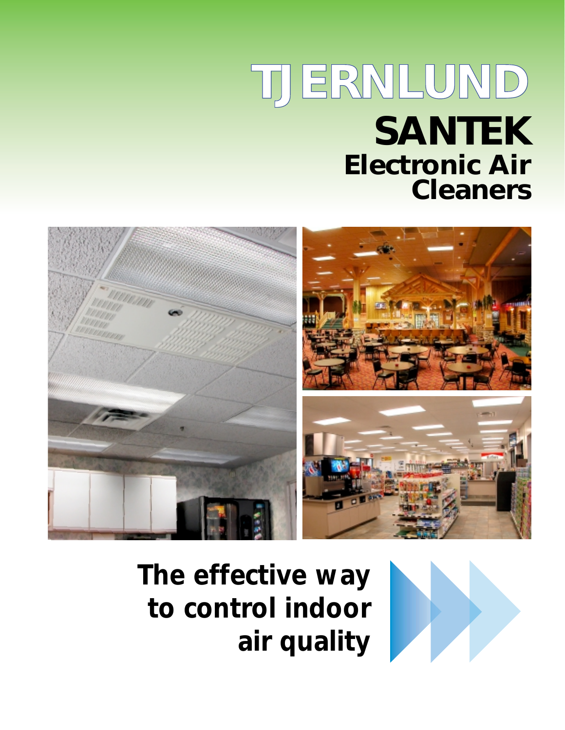# TJERNLUND

# SANTEK

## Electronic Air Cleaners

**The effective way to control indoor air quality**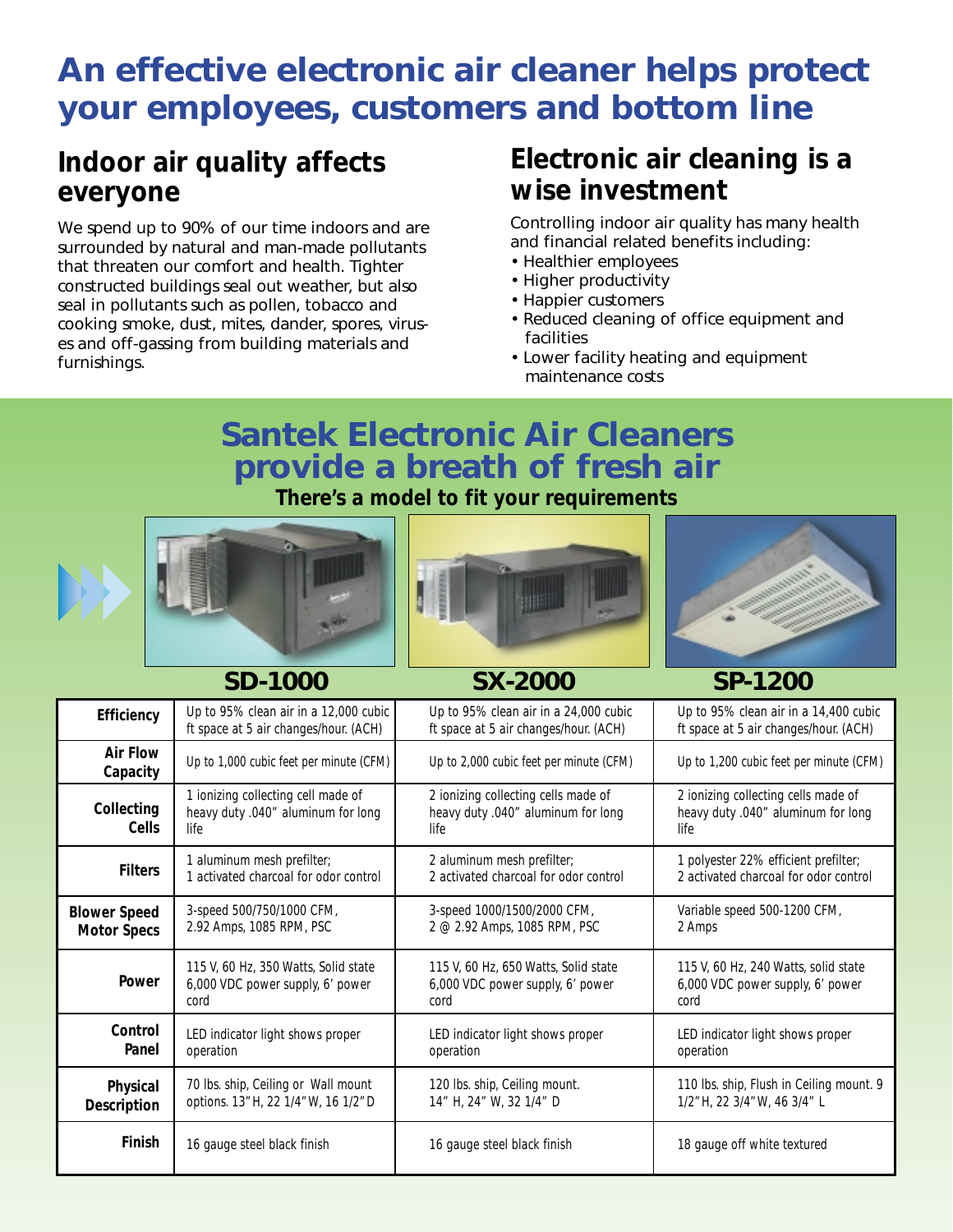# An effective electronic air cleaner helps protect your employees, customers and bottom line

## Indoor air quality affects everyone

We spend up to 90% of our time indoors and are surrounded by natural and man-made pollutants that threaten our comfort and health. Tighter constructed buildings seal out weather, but also seal in pollutants such as pollen, tobacco and cooking smoke, dust, mites, dander, spores, viruses and off-gassing from building materials and furnishings.

## Electronic air cleaning is a wise investment

Controlling indoor air quality has many health and financial related benefits including:

- Healthier employees
- Higher productivity
- Happier customers
- Reduced cleaning of office equipment and facilities
- Lower facility heating and equipment maintenance costs

# Santek Electronic Air Cleaners provide a breath of fresh air

**There's a model to fit your requirements**

| | SD-1000 | SX-2000 | SP-1200 |
|---|---|---|---|
| **Efficiency** | Up to 95% clean air in a 12,000 cubic ft space at 5 air changes/hour. (ACH) | Up to 95% clean air in a 24,000 cubic ft space at 5 air changes/hour. (ACH) | Up to 95% clean air in a 14,400 cubic ft space at 5 air changes/hour. (ACH) |
| **Air Flow Capacity** | Up to 1,000 cubic feet per minute (CFM) | Up to 2,000 cubic feet per minute (CFM) | Up to 1,200 cubic feet per minute (CFM) |
| **Collecting Cells** | 1 ionizing collecting cell made of heavy duty .040" aluminum for long life | 2 ionizing collecting cells made of heavy duty .040" aluminum for long life | 2 ionizing collecting cells made of heavy duty .040" aluminum for long life |
| **Filters** | 1 aluminum mesh prefilter; 1 activated charcoal for odor control | 2 aluminum mesh prefilter; 2 activated charcoal for odor control | 1 polyester 22% efficient prefilter; 2 activated charcoal for odor control |
| **Blower Speed Motor Specs** | 3-speed 500/750/1000 CFM, 2.92 Amps, 1085 RPM, PSC | 3-speed 1000/1500/2000 CFM, 2 @ 2.92 Amps, 1085 RPM, PSC | Variable speed 500-1200 CFM, 2 Amps |
| **Power** | 115 V, 60 Hz, 350 Watts, Solid state 6,000 VDC power supply, 6' power cord | 115 V, 60 Hz, 650 Watts, Solid state 6,000 VDC power supply, 6' power cord | 115 V, 60 Hz, 240 Watts, solid state 6,000 VDC power supply, 6' power cord |
| **Control Panel** | LED indicator light shows proper operation | LED indicator light shows proper operation | LED indicator light shows proper operation |
| **Physical Description** | 70 lbs. ship, Ceiling or Wall mount options. 13"H, 22 1/4"W, 16 1/2"D | 120 lbs. ship, Ceiling mount. 14" H, 24" W, 32 1/4" D | 110 lbs. ship, Flush in Ceiling mount. 9 1/2"H, 22 3/4"W, 46 3/4" L |
| **Finish** | 16 gauge steel black finish | 16 gauge steel black finish | 18 gauge off white textured |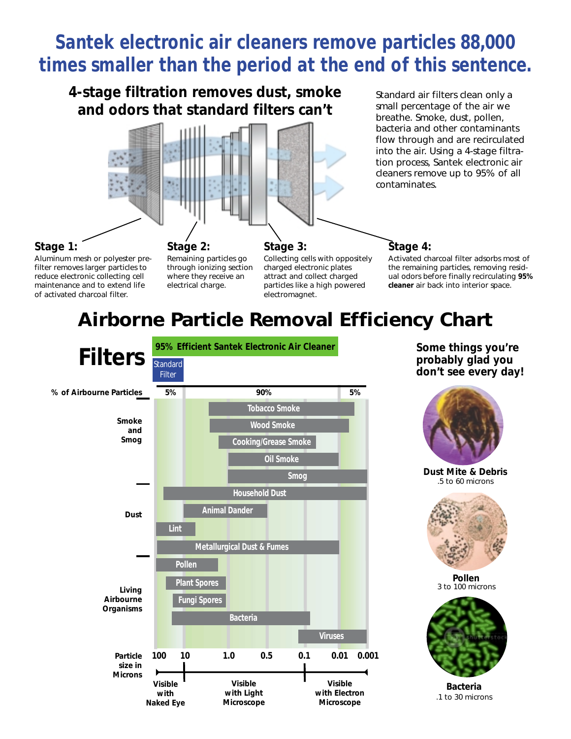# Santek electronic air cleaners remove particles 88,000 times smaller than the period at the end of this sentence.

## 4-stage filtration removes dust, smoke and odors that standard filters can't

Standard air filters clean only a small percentage of the air we breathe. Smoke, dust, pollen, bacteria and other contaminants flow through and are recirculated into the air. Using a 4-stage filtration process, Santek electronic air cleaners remove up to 95% of all contaminates.

### Stage 1:

Aluminum mesh or polyester pre-filter removes larger particles to reduce electronic collecting cell maintenance and to extend life of activated charcoal filter.

### Stage 2:

Remaining particles go through ionizing section where they receive an electrical charge.

### Stage 3:

Collecting cells with oppositely charged electronic plates attract and collect charged particles like a high powered electromagnet.

### Stage 4:

Activated charcoal filter adsorbs most of the remaining particles, removing residual odors before finally recirculating **95% cleaner** air back into interior space.

## Airborne Particle Removal Efficiency Chart

**Filters**

95% Efficient Santek Electronic Air Cleaner

Standard Filter

% of Airbourne Particles: 5% | 90% | 5%

**Smoke and Smog**
- Tobacco Smoke
- Wood Smoke
- Cooking/Grease Smoke
- Oil Smoke
- Smog

**Dust**
- Household Dust
- Animal Dander
- Lint
- Metallurgical Dust & Fumes

**Living Airbourne Organisms**
- Pollen
- Plant Spores
- Fungi Spores
- Bacteria
- Viruses

Particle size in Microns: 100, 10, 1.0, 0.5, 0.1, 0.01, 0.001

Visible with Naked Eye | Visible with Light Microscope | Visible with Electron Microscope

**Some things you're probably glad you don't see every day!**

**Dust Mite & Debris**
.5 to 60 microns

**Pollen**
3 to 100 microns

**Bacteria**
.1 to 30 microns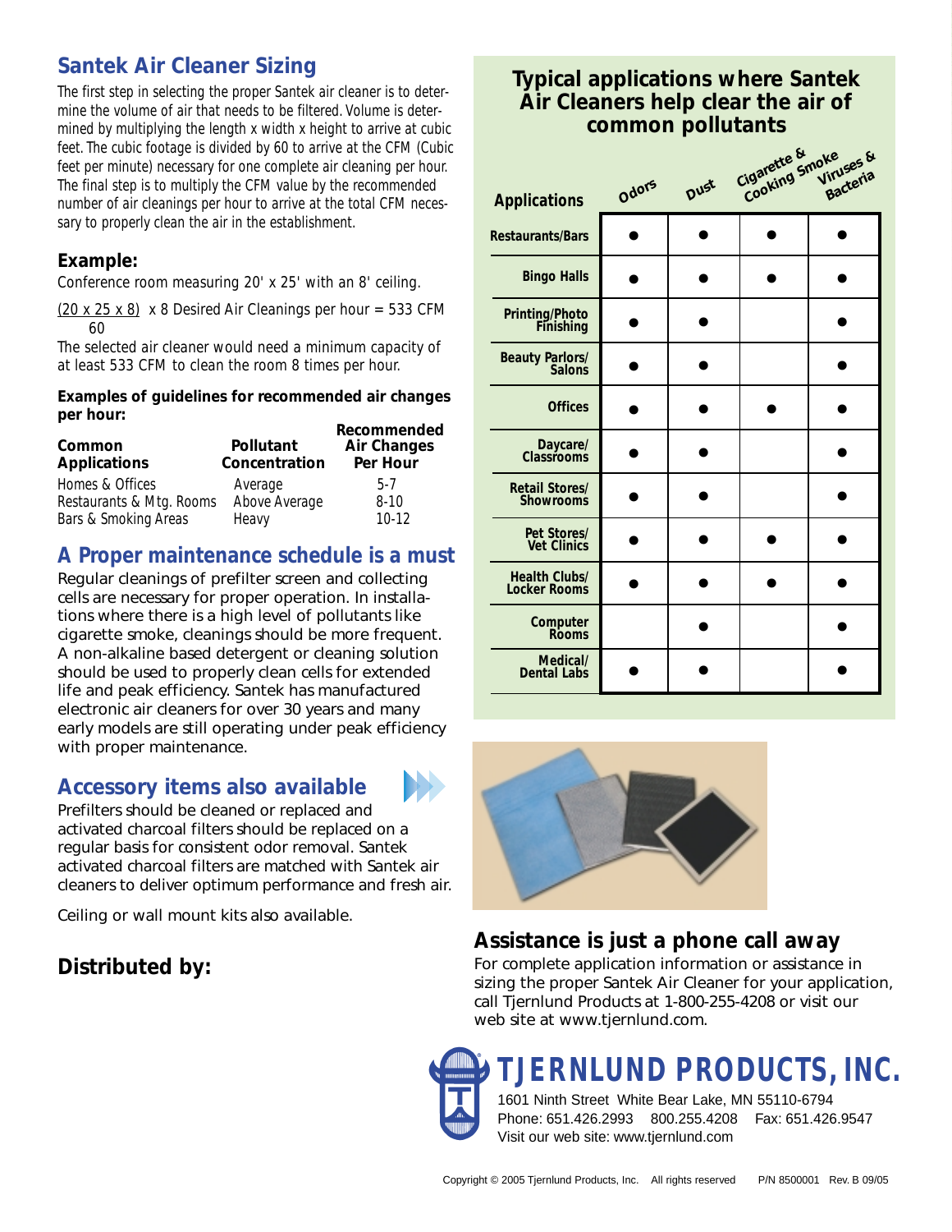## Santek Air Cleaner Sizing

The first step in selecting the proper Santek air cleaner is to determine the volume of air that needs to be filtered. Volume is determined by multiplying the length x width x height to arrive at cubic feet. The cubic footage is divided by 60 to arrive at the CFM (Cubic feet per minute) necessary for one complete air cleaning per hour. The final step is to multiply the CFM value by the recommended number of air cleanings per hour to arrive at the total CFM necessary to properly clean the air in the establishment.

### Example:

Conference room measuring 20' x 25' with an 8' ceiling.

$$\frac{20 \times 25 \times 8}{60} \times 8 \text{ Desired Air Cleanings per hour} = 533 \text{ CFM}$$

The selected air cleaner would need a minimum capacity of at least 533 CFM to clean the room 8 times per hour.

**Examples of guidelines for recommended air changes per hour:**

| Common Applications | Pollutant Concentration | Recommended Air Changes Per Hour |
|---|---|---|
| Homes & Offices | Average | 5-7 |
| Restaurants & Mtg. Rooms | Above Average | 8-10 |
| Bars & Smoking Areas | Heavy | 10-12 |

## A Proper maintenance schedule is a must

Regular cleanings of prefilter screen and collecting cells are necessary for proper operation. In installations where there is a high level of pollutants like cigarette smoke, cleanings should be more frequent. A non-alkaline based detergent or cleaning solution should be used to properly clean cells for extended life and peak efficiency. Santek has manufactured electronic air cleaners for over 30 years and many early models are still operating under peak efficiency with proper maintenance.

## Accessory items also available

Prefilters should be cleaned or replaced and activated charcoal filters should be replaced on a regular basis for consistent odor removal. Santek activated charcoal filters are matched with Santek air cleaners to deliver optimum performance and fresh air.

Ceiling or wall mount kits also available.

### Distributed by:

## Typical applications where Santek Air Cleaners help clear the air of common pollutants

| Applications | Odors | Dust | Cigarette & Cooking Smoke | Viruses & Bacteria |
|---|---|---|---|---|
| Restaurants/Bars | ● | ● | ● | ● |
| Bingo Halls | ● | ● | ● | ● |
| Printing/Photo Finishing | ● | ● | | ● |
| Beauty Parlors/ Salons | ● | ● | | ● |
| Offices | ● | ● | ● | ● |
| Daycare/ Classrooms | ● | ● | | ● |
| Retail Stores/ Showrooms | ● | ● | | ● |
| Pet Stores/ Vet Clinics | ● | ● | ● | ● |
| Health Clubs/ Locker Rooms | ● | ● | ● | ● |
| Computer Rooms | | ● | | ● |
| Medical/ Dental Labs | ● | ● | | ● |

## Assistance is just a phone call away

For complete application information or assistance in sizing the proper Santek Air Cleaner for your application, call Tjernlund Products at 1-800-255-4208 or visit our web site at www.tjernlund.com.

**TJERNLUND PRODUCTS, INC.**

1601 Ninth Street White Bear Lake, MN 55110-6794
Phone: 651.426.2993 800.255.4208 Fax: 651.426.9547
Visit our web site: www.tjernlund.com

Copyright © 2005 Tjernlund Products, Inc. All rights reserved P/N 8500001 Rev. B 09/05